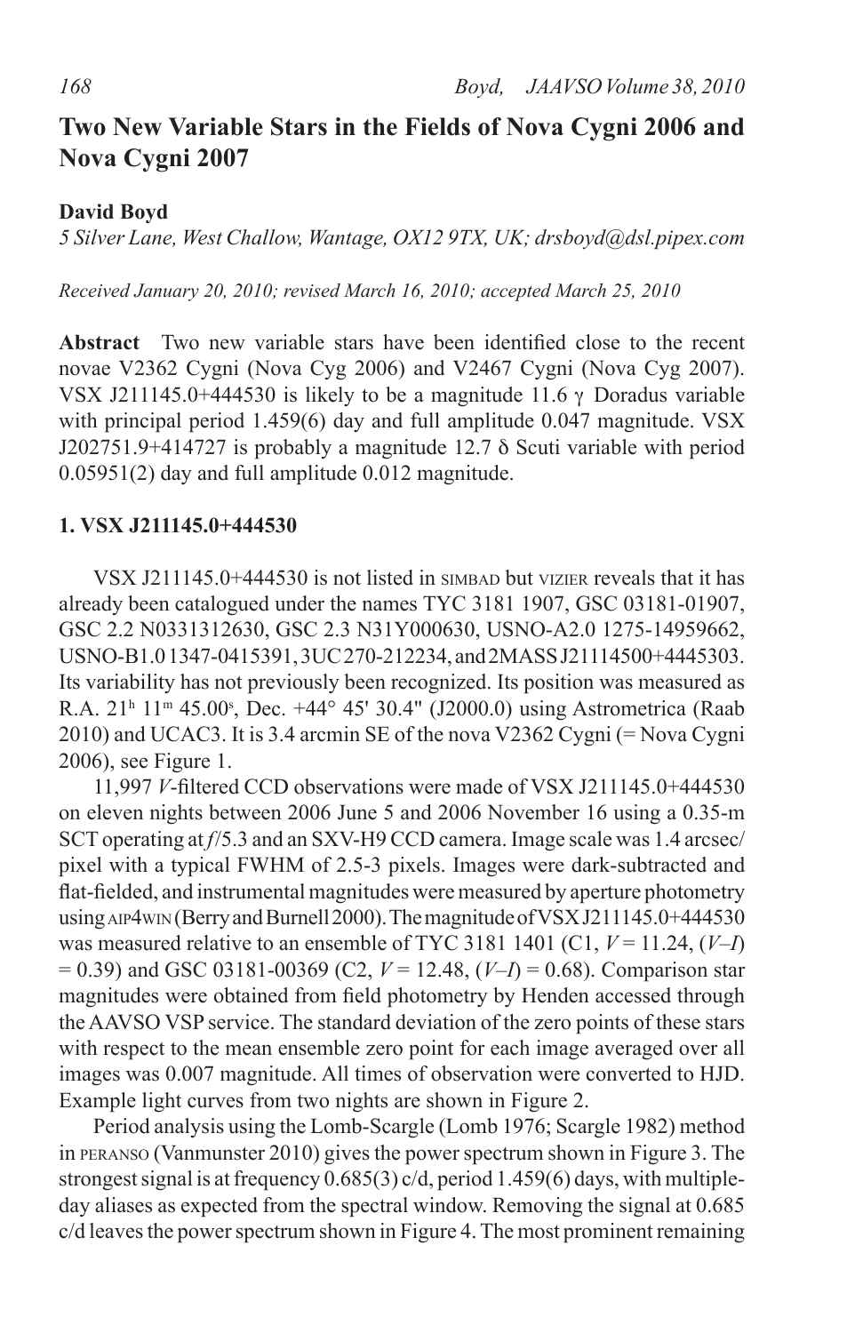# Two New Variable Stars in the Fields of Nova Cygni 2006 and Nova Cygni 2007

**David Boyd**

*5 Silver Lane, West Challow, Wantage, OX12 9TX, UK; drsboyd@dsl.pipex.com*

*Received January 20, 2010; revised March 16, 2010; accepted March 25, 2010*

**Abstract** Two new variable stars have been identified close to the recent novae V2362 Cygni (Nova Cyg 2006) and V2467 Cygni (Nova Cyg 2007). VSX J211145.0+444530 is likely to be a magnitude 11.6 γ Doradus variable with principal period 1.459(6) day and full amplitude 0.047 magnitude. VSX J202751.9+414727 is probably a magnitude 12.7 δ Scuti variable with period 0.05951(2) day and full amplitude 0.012 magnitude.

## 1. VSX J211145.0+444530

VSX J211145.0+444530 is not listed in SIMBAD but VIZIER reveals that it has already been catalogued under the names TYC 3181 1907, GSC 03181-01907, GSC 2.2 N0331312630, GSC 2.3 N31Y000630, USNO-A2.0 1275-14959662, USNO-B1.0 1347-0415391, 3UC 270-212234, and 2MASS J21114500+4445303. Its variability has not previously been recognized. Its position was measured as R.A. $21^h$ $11^m$ $45.00^s$, Dec. +44° 45' 30.4" (J2000.0) using Astrometrica (Raab 2010) and UCAC3. It is 3.4 arcmin SE of the nova V2362 Cygni (= Nova Cygni 2006), see Figure 1.

11,997 *V*-filtered CCD observations were made of VSX J211145.0+444530 on eleven nights between 2006 June 5 and 2006 November 16 using a 0.35-m SCT operating at *f*/5.3 and an SXV-H9 CCD camera. Image scale was 1.4 arcsec/pixel with a typical FWHM of 2.5-3 pixels. Images were dark-subtracted and flat-fielded, and instrumental magnitudes were measured by aperture photometry using AIP4WIN (Berry and Burnell 2000). The magnitude of VSX J211145.0+444530 was measured relative to an ensemble of TYC 3181 1401 (C1, *V* = 11.24, (*V–I*) = 0.39) and GSC 03181-00369 (C2, *V* = 12.48, (*V–I*) = 0.68). Comparison star magnitudes were obtained from field photometry by Henden accessed through the AAVSO VSP service. The standard deviation of the zero points of these stars with respect to the mean ensemble zero point for each image averaged over all images was 0.007 magnitude. All times of observation were converted to HJD. Example light curves from two nights are shown in Figure 2.

Period analysis using the Lomb-Scargle (Lomb 1976; Scargle 1982) method in PERANSO (Vanmunster 2010) gives the power spectrum shown in Figure 3. The strongest signal is at frequency 0.685(3) c/d, period 1.459(6) days, with multiple-day aliases as expected from the spectral window. Removing the signal at 0.685 c/d leaves the power spectrum shown in Figure 4. The most prominent remaining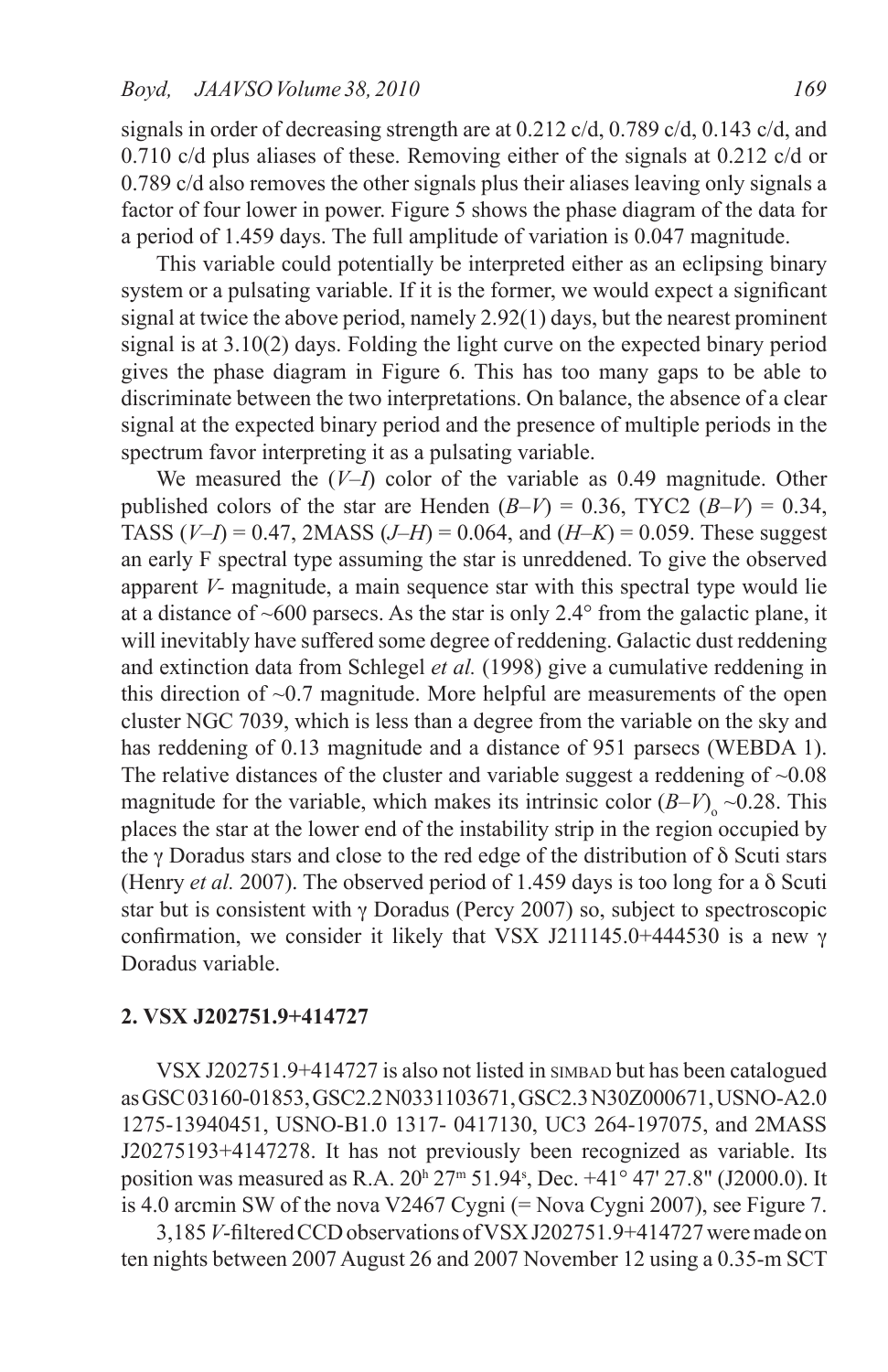signals in order of decreasing strength are at 0.212 c/d, 0.789 c/d, 0.143 c/d, and 0.710 c/d plus aliases of these. Removing either of the signals at 0.212 c/d or 0.789 c/d also removes the other signals plus their aliases leaving only signals a factor of four lower in power. Figure 5 shows the phase diagram of the data for a period of 1.459 days. The full amplitude of variation is 0.047 magnitude.

This variable could potentially be interpreted either as an eclipsing binary system or a pulsating variable. If it is the former, we would expect a significant signal at twice the above period, namely 2.92(1) days, but the nearest prominent signal is at 3.10(2) days. Folding the light curve on the expected binary period gives the phase diagram in Figure 6. This has too many gaps to be able to discriminate between the two interpretations. On balance, the absence of a clear signal at the expected binary period and the presence of multiple periods in the spectrum favor interpreting it as a pulsating variable.

We measured the $(V–I)$ color of the variable as 0.49 magnitude. Other published colors of the star are Henden $(B–V)$ = 0.36, TYC2 $(B–V)$ = 0.34, TASS $(V–I)$ = 0.47, 2MASS $(J–H)$ = 0.064, and $(H–K)$ = 0.059. These suggest an early F spectral type assuming the star is unreddened. To give the observed apparent *V*- magnitude, a main sequence star with this spectral type would lie at a distance of ~600 parsecs. As the star is only 2.4° from the galactic plane, it will inevitably have suffered some degree of reddening. Galactic dust reddening and extinction data from Schlegel *et al.* (1998) give a cumulative reddening in this direction of ~0.7 magnitude. More helpful are measurements of the open cluster NGC 7039, which is less than a degree from the variable on the sky and has reddening of 0.13 magnitude and a distance of 951 parsecs (WEBDA 1). The relative distances of the cluster and variable suggest a reddening of ~0.08 magnitude for the variable, which makes its intrinsic color $(B–V)_o$ ~0.28. This places the star at the lower end of the instability strip in the region occupied by the γ Doradus stars and close to the red edge of the distribution of δ Scuti stars (Henry *et al.* 2007). The observed period of 1.459 days is too long for a δ Scuti star but is consistent with γ Doradus (Percy 2007) so, subject to spectroscopic confirmation, we consider it likely that VSX J211145.0+444530 is a new γ Doradus variable.

## 2. VSX J202751.9+414727

VSX J202751.9+414727 is also not listed in SIMBAD but has been catalogued as GSC 03160-01853, GSC2.2 N0331103671, GSC2.3 N30Z000671, USNO-A2.0 1275-13940451, USNO-B1.0 1317- 0417130, UC3 264-197075, and 2MASS J20275193+4147278. It has not previously been recognized as variable. Its position was measured as R.A. $20^h\,27^m\,51.94^s$, Dec. +41° 47' 27.8" (J2000.0). It is 4.0 arcmin SW of the nova V2467 Cygni (= Nova Cygni 2007), see Figure 7.

3,185 *V*-filtered CCD observations of VSX J202751.9+414727 were made on ten nights between 2007 August 26 and 2007 November 12 using a 0.35-m SCT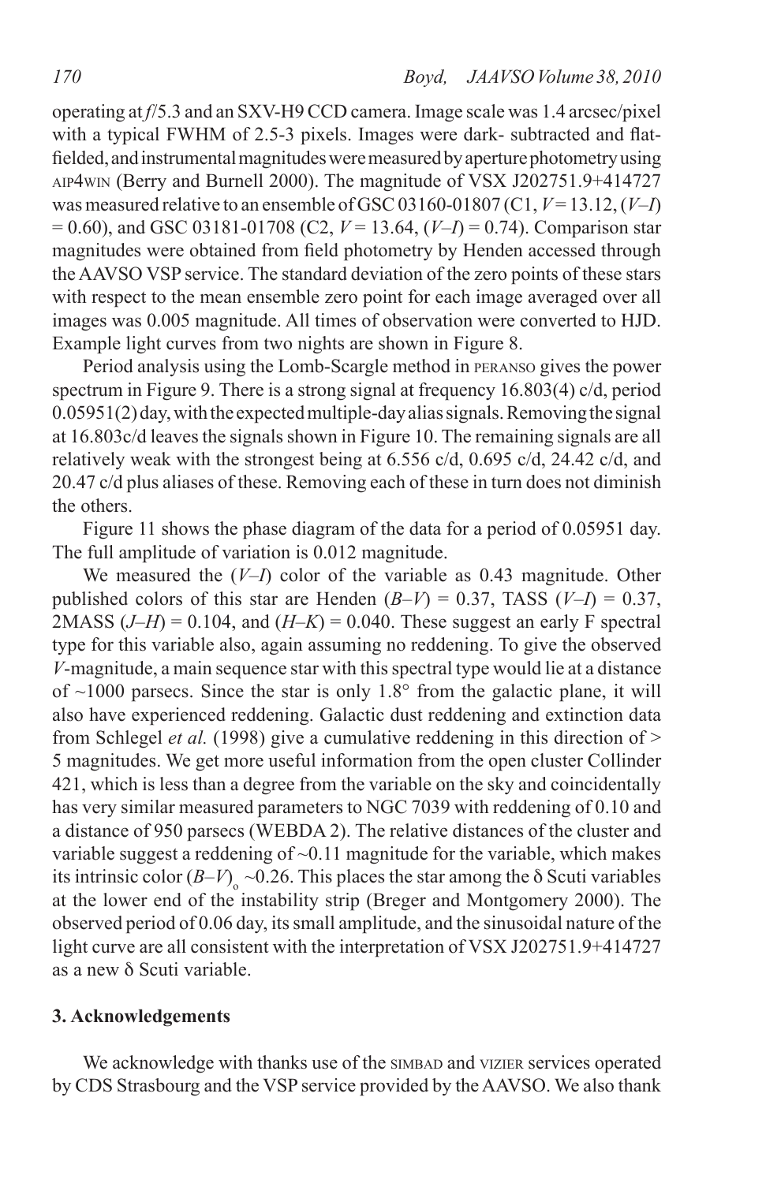operating at *f*/5.3 and an SXV-H9 CCD camera. Image scale was 1.4 arcsec/pixel with a typical FWHM of 2.5-3 pixels. Images were dark- subtracted and flat-fielded, and instrumental magnitudes were measured by aperture photometry using AIP4WIN (Berry and Burnell 2000). The magnitude of VSX J202751.9+414727 was measured relative to an ensemble of GSC 03160-01807 (C1, $V = 13.12$, $(V–I) = 0.60$), and GSC 03181-01708 (C2, $V = 13.64$, $(V–I) = 0.74$). Comparison star magnitudes were obtained from field photometry by Henden accessed through the AAVSO VSP service. The standard deviation of the zero points of these stars with respect to the mean ensemble zero point for each image averaged over all images was 0.005 magnitude. All times of observation were converted to HJD. Example light curves from two nights are shown in Figure 8.

Period analysis using the Lomb-Scargle method in PERANSO gives the power spectrum in Figure 9. There is a strong signal at frequency 16.803(4) c/d, period 0.05951(2) day, with the expected multiple-day alias signals. Removing the signal at 16.803c/d leaves the signals shown in Figure 10. The remaining signals are all relatively weak with the strongest being at 6.556 c/d, 0.695 c/d, 24.42 c/d, and 20.47 c/d plus aliases of these. Removing each of these in turn does not diminish the others.

Figure 11 shows the phase diagram of the data for a period of 0.05951 day. The full amplitude of variation is 0.012 magnitude.

We measured the $(V–I)$ color of the variable as 0.43 magnitude. Other published colors of this star are Henden $(B–V) = 0.37$, TASS $(V–I) = 0.37$, 2MASS $(J–H) = 0.104$, and $(H–K) = 0.040$. These suggest an early F spectral type for this variable also, again assuming no reddening. To give the observed *V*-magnitude, a main sequence star with this spectral type would lie at a distance of ~1000 parsecs. Since the star is only 1.8° from the galactic plane, it will also have experienced reddening. Galactic dust reddening and extinction data from Schlegel *et al.* (1998) give a cumulative reddening in this direction of > 5 magnitudes. We get more useful information from the open cluster Collinder 421, which is less than a degree from the variable on the sky and coincidentally has very similar measured parameters to NGC 7039 with reddening of 0.10 and a distance of 950 parsecs (WEBDA 2). The relative distances of the cluster and variable suggest a reddening of ~0.11 magnitude for the variable, which makes its intrinsic color $(B–V)_o$ ~0.26. This places the star among the δ Scuti variables at the lower end of the instability strip (Breger and Montgomery 2000). The observed period of 0.06 day, its small amplitude, and the sinusoidal nature of the light curve are all consistent with the interpretation of VSX J202751.9+414727 as a new δ Scuti variable.

## 3. Acknowledgements

We acknowledge with thanks use of the SIMBAD and VIZIER services operated by CDS Strasbourg and the VSP service provided by the AAVSO. We also thank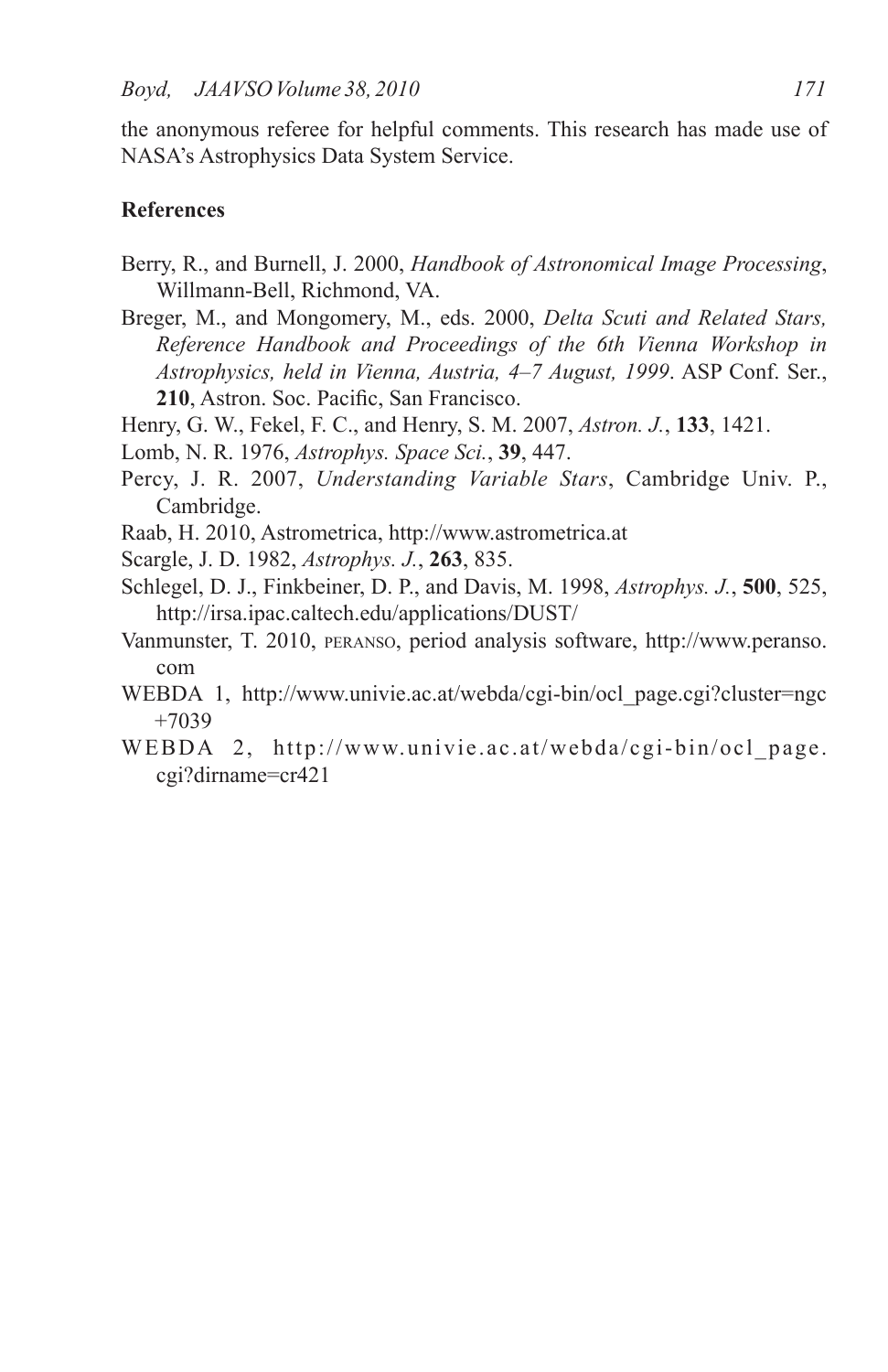the anonymous referee for helpful comments. This research has made use of NASA's Astrophysics Data System Service.

**References**

Berry, R., and Burnell, J. 2000, *Handbook of Astronomical Image Processing*, Willmann-Bell, Richmond, VA.

Breger, M., and Mongomery, M., eds. 2000, *Delta Scuti and Related Stars, Reference Handbook and Proceedings of the 6th Vienna Workshop in Astrophysics, held in Vienna, Austria, 4–7 August, 1999*. ASP Conf. Ser., **210**, Astron. Soc. Pacific, San Francisco.

Henry, G. W., Fekel, F. C., and Henry, S. M. 2007, *Astron. J.*, **133**, 1421.

Lomb, N. R. 1976, *Astrophys. Space Sci.*, **39**, 447.

Percy, J. R. 2007, *Understanding Variable Stars*, Cambridge Univ. P., Cambridge.

Raab, H. 2010, Astrometrica, http://www.astrometrica.at

Scargle, J. D. 1982, *Astrophys. J.*, **263**, 835.

Schlegel, D. J., Finkbeiner, D. P., and Davis, M. 1998, *Astrophys. J.*, **500**, 525, http://irsa.ipac.caltech.edu/applications/DUST/

Vanmunster, T. 2010, PERANSO, period analysis software, http://www.peranso.com

WEBDA 1, http://www.univie.ac.at/webda/cgi-bin/ocl_page.cgi?cluster=ngc+7039

WEBDA 2, http://www.univie.ac.at/webda/cgi-bin/ocl_page.cgi?dirname=cr421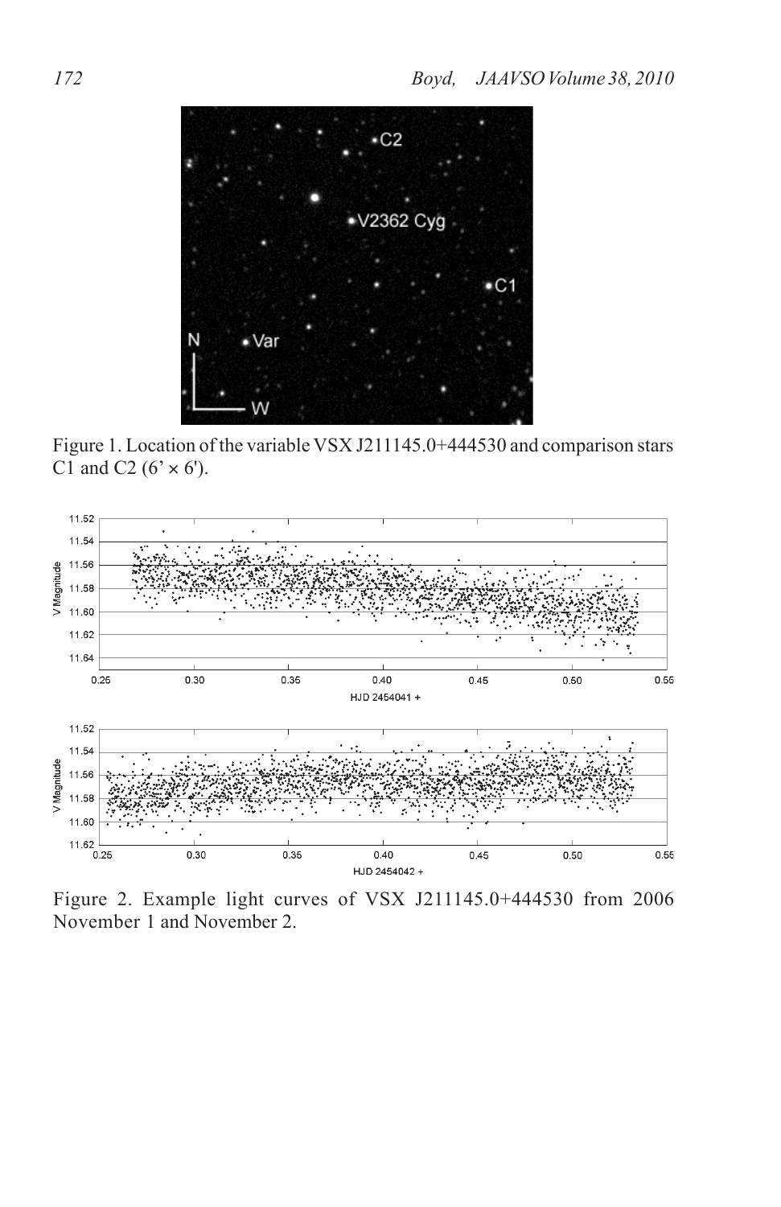Figure 1. Location of the variable VSX J211145.0+444530 and comparison stars C1 and C2 (6' × 6').

Figure 2. Example light curves of VSX J211145.0+444530 from 2006 November 1 and November 2.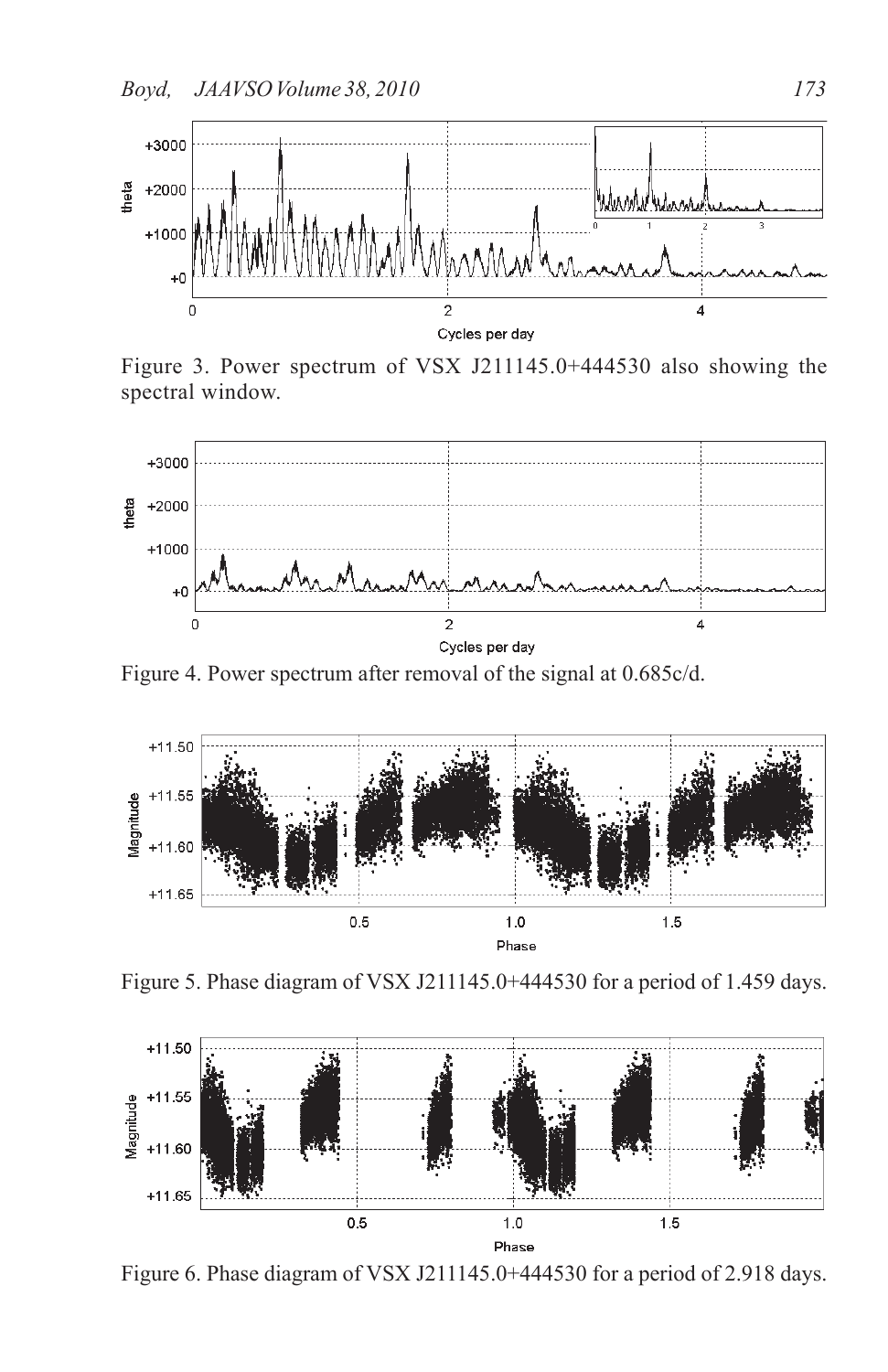Figure 3. Power spectrum of VSX J211145.0+444530 also showing the spectral window.

Figure 4. Power spectrum after removal of the signal at 0.685c/d.

Figure 5. Phase diagram of VSX J211145.0+444530 for a period of 1.459 days.

Figure 6. Phase diagram of VSX J211145.0+444530 for a period of 2.918 days.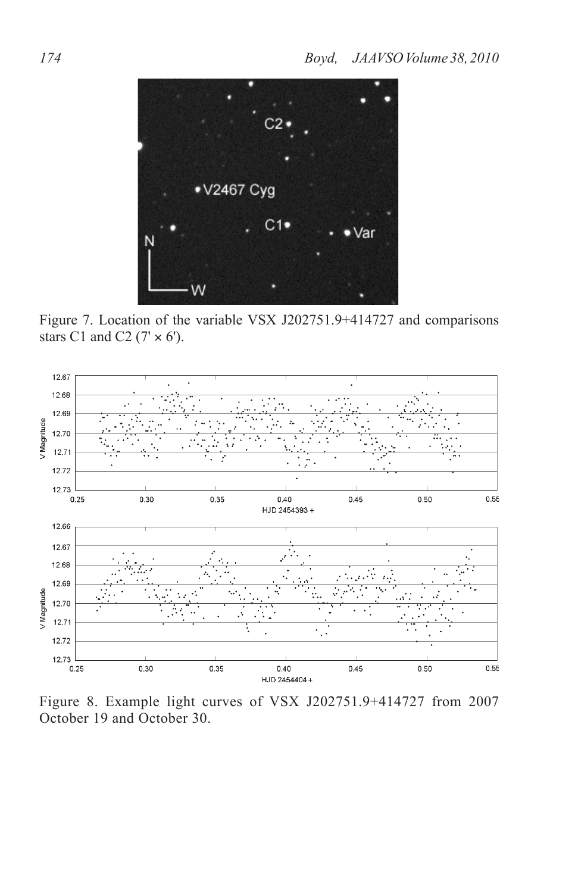Figure 7. Location of the variable VSX J202751.9+414727 and comparisons stars C1 and C2 (7' × 6').

Figure 8. Example light curves of VSX J202751.9+414727 from 2007 October 19 and October 30.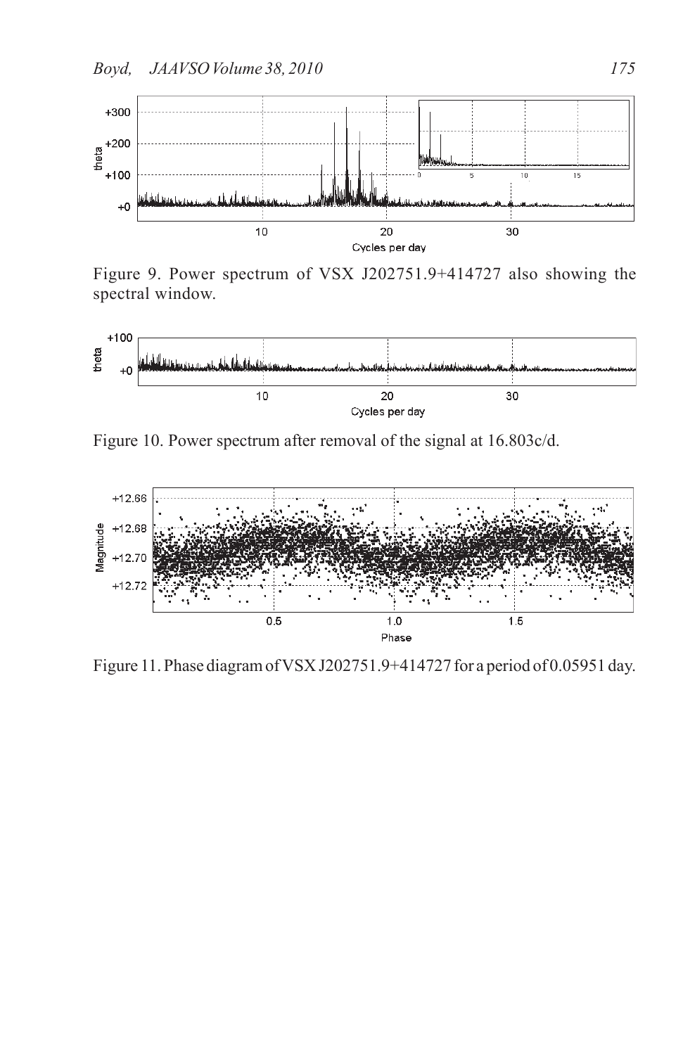theta
+300
+200
+100
+0
10
20
30
Cycles per day
0
5
10
15

Figure 9. Power spectrum of VSX J202751.9+414727 also showing the spectral window.

theta
+100
+0
10
20
30
Cycles per day

Figure 10. Power spectrum after removal of the signal at 16.803c/d.

Magnitude
+12.66
+12.68
+12.70
+12.72
0.5
1.0
1.5
Phase

Figure 11. Phase diagram of VSX J202751.9+414727 for a period of 0.05951 day.